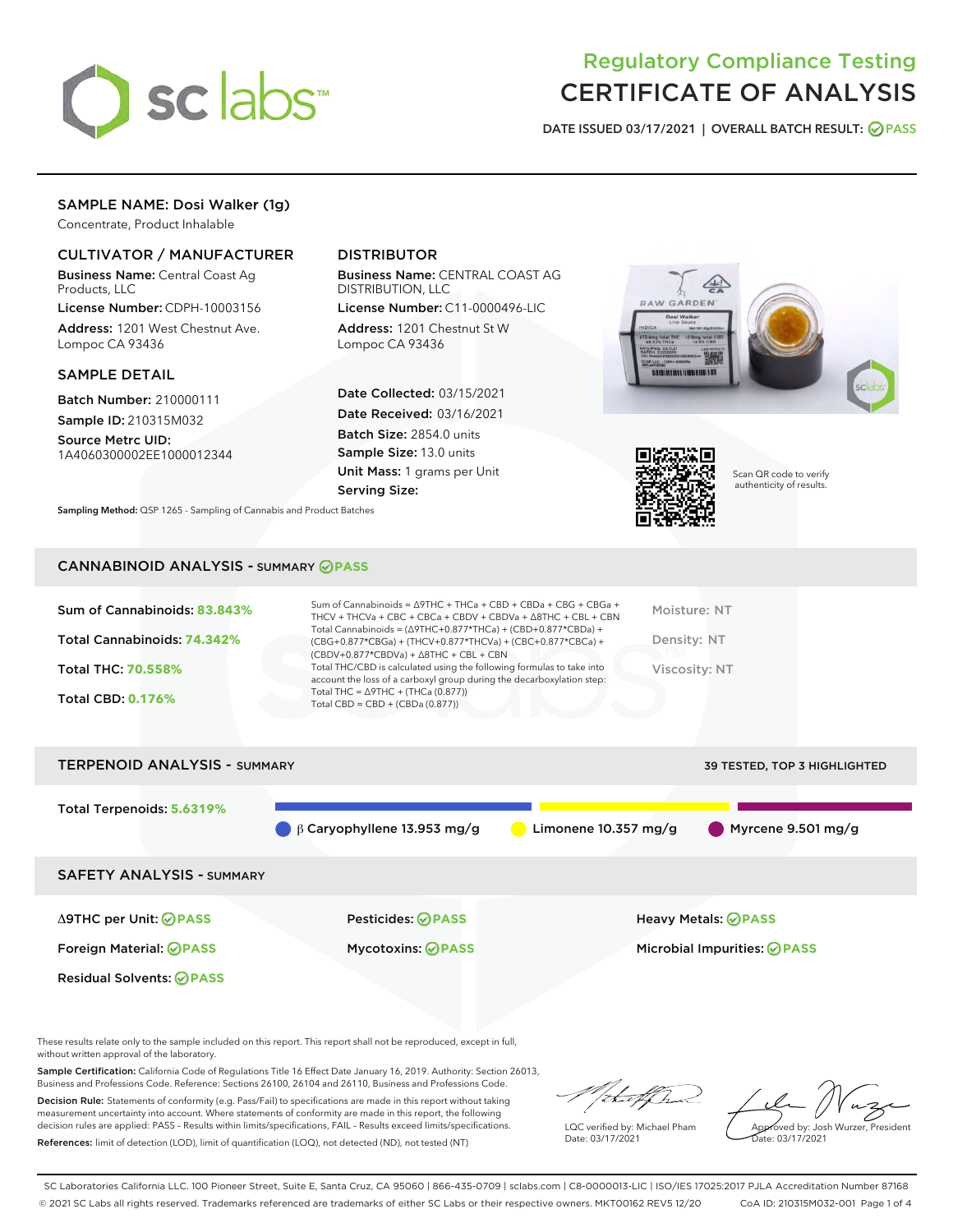# Regulatory Compliance Testing
# CERTIFICATE OF ANALYSIS

DATE ISSUED 03/17/2021 | OVERALL BATCH RESULT: PASS

## SAMPLE NAME: Dosi Walker (1g)

Concentrate, Product Inhalable

### CULTIVATOR / MANUFACTURER

**Business Name:** Central Coast Ag Products, LLC

**License Number:** CDPH-10003156

**Address:** 1201 West Chestnut Ave. Lompoc CA 93436

### DISTRIBUTOR

**Business Name:** CENTRAL COAST AG DISTRIBUTION, LLC

**License Number:** C11-0000496-LIC

**Address:** 1201 Chestnut St W Lompoc CA 93436

### SAMPLE DETAIL

**Batch Number:** 210000111

**Sample ID:** 210315M032

**Source Metrc UID:** 1A4060300002EE1000012344

**Date Collected:** 03/15/2021

**Date Received:** 03/16/2021

**Batch Size:** 2854.0 units

**Sample Size:** 13.0 units

**Unit Mass:** 1 grams per Unit

**Serving Size:**

Scan QR code to verify authenticity of results.

**Sampling Method:** QSP 1265 - Sampling of Cannabis and Product Batches

## CANNABINOID ANALYSIS - SUMMARY PASS

Sum of Cannabinoids: **83.843%**

Total Cannabinoids: **74.342%**

Total THC: **70.558%**

Total CBD: **0.176%**

Sum of Cannabinoids = Δ9THC + THCa + CBD + CBDa + CBG + CBGa + THCV + THCVa + CBC + CBCa + CBDV + CBDVa + Δ8THC + CBL + CBN

Total Cannabinoids = (Δ9THC+0.877*THCa) + (CBD+0.877*CBDa) + (CBG+0.877*CBGa) + (THCV+0.877*THCVa) + (CBC+0.877*CBCa) + (CBDV+0.877*CBDVa) + Δ8THC + CBL + CBN

Total THC/CBD is calculated using the following formulas to take into account the loss of a carboxyl group during the decarboxylation step:
Total THC = Δ9THC + (THCa (0.877))
Total CBD = CBD + (CBDa (0.877))

Moisture: NT

Density: NT

Viscosity: NT

## TERPENOID ANALYSIS - SUMMARY

39 TESTED, TOP 3 HIGHLIGHTED

Total Terpenoids: **5.6319%**

β Caryophyllene 13.953 mg/g | Limonene 10.357 mg/g | Myrcene 9.501 mg/g

## SAFETY ANALYSIS - SUMMARY

| | | |
|---|---|---|
| Δ9THC per Unit: PASS | Pesticides: PASS | Heavy Metals: PASS |
| Foreign Material: PASS | Mycotoxins: PASS | Microbial Impurities: PASS |
| Residual Solvents: PASS | | |

These results relate only to the sample included on this report. This report shall not be reproduced, except in full, without written approval of the laboratory.

**Sample Certification:** California Code of Regulations Title 16 Effect Date January 16, 2019. Authority: Section 26013, Business and Professions Code. Reference: Sections 26100, 26104 and 26110, Business and Professions Code.

**Decision Rule:** Statements of conformity (e.g. Pass/Fail) to specifications are made in this report without taking measurement uncertainty into account. Where statements of conformity are made in this report, the following decision rules are applied: PASS – Results within limits/specifications, FAIL – Results exceed limits/specifications.

**References:** limit of detection (LOD), limit of quantification (LOQ), not detected (ND), not tested (NT)

LQC verified by: Michael Pham
Date: 03/17/2021

Approved by: Josh Wurzer, President
Date: 03/17/2021

SC Laboratories California LLC. 100 Pioneer Street, Suite E, Santa Cruz, CA 95060 | 866-435-0709 | sclabs.com | C8-0000013-LIC | ISO/IES 17025:2017 PJLA Accreditation Number 87168
© 2021 SC Labs all rights reserved. Trademarks referenced are trademarks of either SC Labs or their respective owners. MKT00162 REV5 12/20 CoA ID: 210315M032-001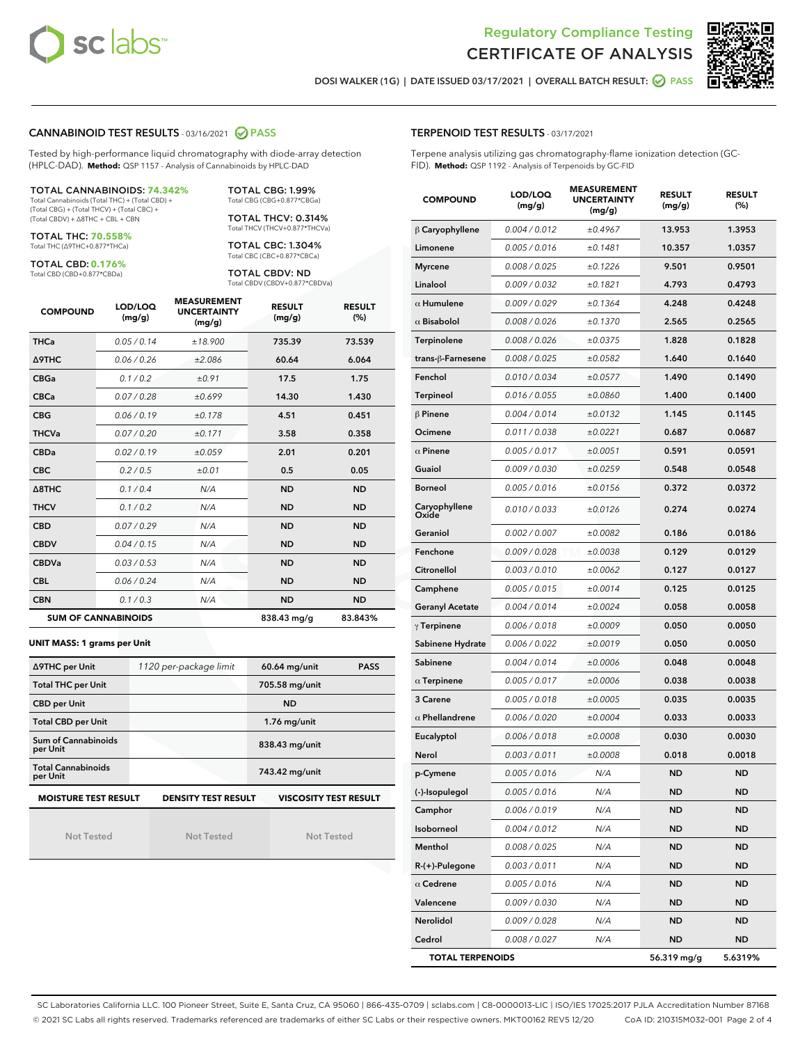Regulatory Compliance Testing
# CERTIFICATE OF ANALYSIS

DOSI WALKER (1G) | DATE ISSUED 03/17/2021 | OVERALL BATCH RESULT: PASS

## CANNABINOID TEST RESULTS - 03/16/2021 PASS

Tested by high-performance liquid chromatography with diode-array detection (HPLC-DAD). **Method:** QSP 1157 - Analysis of Cannabinoids by HPLC-DAD

**TOTAL CANNABINOIDS: 74.342%**
Total Cannabinoids (Total THC) + (Total CBD) + (Total CBG) + (Total THCV) + (Total CBC) + (Total CBDV) + Δ8THC + CBL + CBN

**TOTAL THC: 70.558%**
Total THC (Δ9THC+0.877*THCa)

**TOTAL CBD: 0.176%**
Total CBD (CBD+0.877*CBDa)

**TOTAL CBG: 1.99%**
Total CBG (CBG+0.877*CBGa)

**TOTAL THCV: 0.314%**
Total THCV (THCV+0.877*THCVa)

**TOTAL CBC: 1.304%**
Total CBC (CBC+0.877*CBCa)

**TOTAL CBDV: ND**
Total CBDV (CBDV+0.877*CBDVa)

| COMPOUND | LOD/LOQ (mg/g) | MEASUREMENT UNCERTAINTY (mg/g) | RESULT (mg/g) | RESULT (%) |
|---|---|---|---|---|
| THCa | 0.05 / 0.14 | ±18.900 | 735.39 | 73.539 |
| Δ9THC | 0.06 / 0.26 | ±2.086 | 60.64 | 6.064 |
| CBGa | 0.1 / 0.2 | ±0.91 | 17.5 | 1.75 |
| CBCa | 0.07 / 0.28 | ±0.699 | 14.30 | 1.430 |
| CBG | 0.06 / 0.19 | ±0.178 | 4.51 | 0.451 |
| THCVa | 0.07 / 0.20 | ±0.171 | 3.58 | 0.358 |
| CBDa | 0.02 / 0.19 | ±0.059 | 2.01 | 0.201 |
| CBC | 0.2 / 0.5 | ±0.01 | 0.5 | 0.05 |
| Δ8THC | 0.1 / 0.4 | N/A | ND | ND |
| THCV | 0.1 / 0.2 | N/A | ND | ND |
| CBD | 0.07 / 0.29 | N/A | ND | ND |
| CBDV | 0.04 / 0.15 | N/A | ND | ND |
| CBDVa | 0.03 / 0.53 | N/A | ND | ND |
| CBL | 0.06 / 0.24 | N/A | ND | ND |
| CBN | 0.1 / 0.3 | N/A | ND | ND |
| **SUM OF CANNABINOIDS** | | | **838.43 mg/g** | **83.843%** |

**UNIT MASS: 1 grams per Unit**

| | | | |
|---|---|---|---|
| Δ9THC per Unit | 1120 per-package limit | 60.64 mg/unit | PASS |
| Total THC per Unit | | 705.58 mg/unit | |
| CBD per Unit | | ND | |
| Total CBD per Unit | | 1.76 mg/unit | |
| Sum of Cannabinoids per Unit | | 838.43 mg/unit | |
| Total Cannabinoids per Unit | | 743.42 mg/unit | |

| MOISTURE TEST RESULT | DENSITY TEST RESULT | VISCOSITY TEST RESULT |
|---|---|---|
| Not Tested | Not Tested | Not Tested |

## TERPENOID TEST RESULTS - 03/17/2021

Terpene analysis utilizing gas chromatography-flame ionization detection (GC-FID). **Method:** QSP 1192 - Analysis of Terpenoids by GC-FID

| COMPOUND | LOD/LOQ (mg/g) | MEASUREMENT UNCERTAINTY (mg/g) | RESULT (mg/g) | RESULT (%) |
|---|---|---|---|---|
| β Caryophyllene | 0.004 / 0.012 | ±0.4967 | 13.953 | 1.3953 |
| Limonene | 0.005 / 0.016 | ±0.1481 | 10.357 | 1.0357 |
| Myrcene | 0.008 / 0.025 | ±0.1226 | 9.501 | 0.9501 |
| Linalool | 0.009 / 0.032 | ±0.1821 | 4.793 | 0.4793 |
| α Humulene | 0.009 / 0.029 | ±0.1364 | 4.248 | 0.4248 |
| α Bisabolol | 0.008 / 0.026 | ±0.1370 | 2.565 | 0.2565 |
| Terpinolene | 0.008 / 0.026 | ±0.0375 | 1.828 | 0.1828 |
| trans-β-Farnesene | 0.008 / 0.025 | ±0.0582 | 1.640 | 0.1640 |
| Fenchol | 0.010 / 0.034 | ±0.0577 | 1.490 | 0.1490 |
| Terpineol | 0.016 / 0.055 | ±0.0860 | 1.400 | 0.1400 |
| β Pinene | 0.004 / 0.014 | ±0.0132 | 1.145 | 0.1145 |
| Ocimene | 0.011 / 0.038 | ±0.0221 | 0.687 | 0.0687 |
| α Pinene | 0.005 / 0.017 | ±0.0051 | 0.591 | 0.0591 |
| Guaiol | 0.009 / 0.030 | ±0.0259 | 0.548 | 0.0548 |
| Borneol | 0.005 / 0.016 | ±0.0156 | 0.372 | 0.0372 |
| Caryophyllene Oxide | 0.010 / 0.033 | ±0.0126 | 0.274 | 0.0274 |
| Geraniol | 0.002 / 0.007 | ±0.0082 | 0.186 | 0.0186 |
| Fenchone | 0.009 / 0.028 | ±0.0038 | 0.129 | 0.0129 |
| Citronellol | 0.003 / 0.010 | ±0.0062 | 0.127 | 0.0127 |
| Camphene | 0.005 / 0.015 | ±0.0014 | 0.125 | 0.0125 |
| Geranyl Acetate | 0.004 / 0.014 | ±0.0024 | 0.058 | 0.0058 |
| γ Terpinene | 0.006 / 0.018 | ±0.0009 | 0.050 | 0.0050 |
| Sabinene Hydrate | 0.006 / 0.022 | ±0.0019 | 0.050 | 0.0050 |
| Sabinene | 0.004 / 0.014 | ±0.0006 | 0.048 | 0.0048 |
| α Terpinene | 0.005 / 0.017 | ±0.0006 | 0.038 | 0.0038 |
| 3 Carene | 0.005 / 0.018 | ±0.0005 | 0.035 | 0.0035 |
| α Phellandrene | 0.006 / 0.020 | ±0.0004 | 0.033 | 0.0033 |
| Eucalyptol | 0.006 / 0.018 | ±0.0008 | 0.030 | 0.0030 |
| Nerol | 0.003 / 0.011 | ±0.0008 | 0.018 | 0.0018 |
| p-Cymene | 0.005 / 0.016 | N/A | ND | ND |
| (-)-Isopulegol | 0.005 / 0.016 | N/A | ND | ND |
| Camphor | 0.006 / 0.019 | N/A | ND | ND |
| Isoborneol | 0.004 / 0.012 | N/A | ND | ND |
| Menthol | 0.008 / 0.025 | N/A | ND | ND |
| R-(+)-Pulegone | 0.003 / 0.011 | N/A | ND | ND |
| α Cedrene | 0.005 / 0.016 | N/A | ND | ND |
| Valencene | 0.009 / 0.030 | N/A | ND | ND |
| Nerolidol | 0.009 / 0.028 | N/A | ND | ND |
| Cedrol | 0.008 / 0.027 | N/A | ND | ND |
| **TOTAL TERPENOIDS** | | | **56.319 mg/g** | **5.6319%** |

SC Laboratories California LLC. 100 Pioneer Street, Suite E, Santa Cruz, CA 95060 | 866-435-0709 | sclabs.com | C8-0000013-LIC | ISO/IES 17025:2017 PJLA Accreditation Number 87168
© 2021 SC Labs all rights reserved. Trademarks referenced are trademarks of either SC Labs or their respective owners. MKT00162 REV5 12/20 CoA ID: 210315M032-001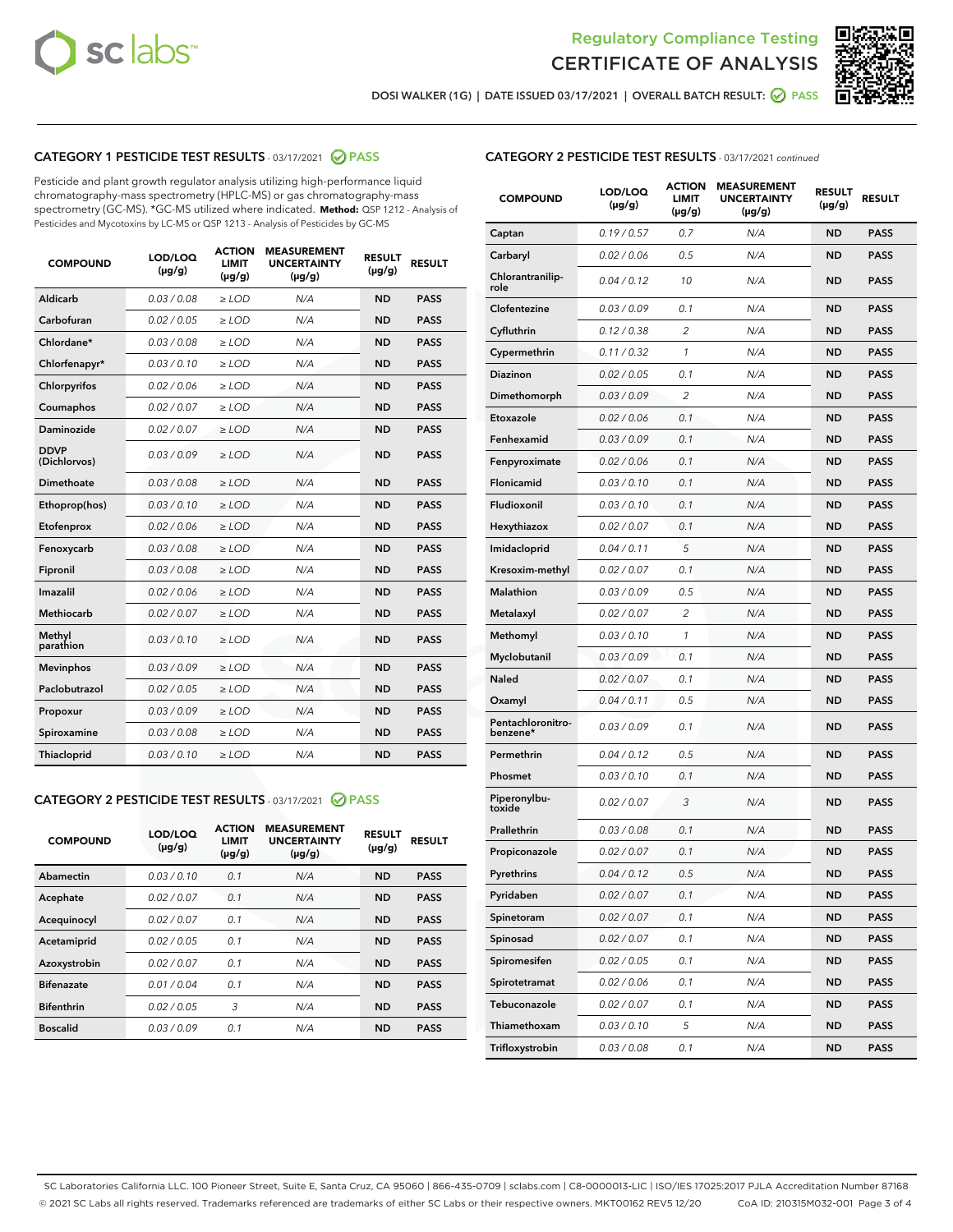Regulatory Compliance Testing

CERTIFICATE OF ANALYSIS

DOSI WALKER (1G) | DATE ISSUED 03/17/2021 | OVERALL BATCH RESULT: PASS

## CATEGORY 1 PESTICIDE TEST RESULTS - 03/17/2021 PASS

Pesticide and plant growth regulator analysis utilizing high-performance liquid chromatography-mass spectrometry (HPLC-MS) or gas chromatography-mass spectrometry (GC-MS). *GC-MS utilized where indicated. **Method:** QSP 1212 - Analysis of Pesticides and Mycotoxins by LC-MS or QSP 1213 - Analysis of Pesticides by GC-MS

| COMPOUND | LOD/LOQ (µg/g) | ACTION LIMIT (µg/g) | MEASUREMENT UNCERTAINTY (µg/g) | RESULT (µg/g) | RESULT |
|---|---|---|---|---|---|
| Aldicarb | 0.03 / 0.08 | ≥ LOD | N/A | ND | PASS |
| Carbofuran | 0.02 / 0.05 | ≥ LOD | N/A | ND | PASS |
| Chlordane* | 0.03 / 0.08 | ≥ LOD | N/A | ND | PASS |
| Chlorfenapyr* | 0.03 / 0.10 | ≥ LOD | N/A | ND | PASS |
| Chlorpyrifos | 0.02 / 0.06 | ≥ LOD | N/A | ND | PASS |
| Coumaphos | 0.02 / 0.07 | ≥ LOD | N/A | ND | PASS |
| Daminozide | 0.02 / 0.07 | ≥ LOD | N/A | ND | PASS |
| DDVP (Dichlorvos) | 0.03 / 0.09 | ≥ LOD | N/A | ND | PASS |
| Dimethoate | 0.03 / 0.08 | ≥ LOD | N/A | ND | PASS |
| Ethoprop(hos) | 0.03 / 0.10 | ≥ LOD | N/A | ND | PASS |
| Etofenprox | 0.02 / 0.06 | ≥ LOD | N/A | ND | PASS |
| Fenoxycarb | 0.03 / 0.08 | ≥ LOD | N/A | ND | PASS |
| Fipronil | 0.03 / 0.08 | ≥ LOD | N/A | ND | PASS |
| Imazalil | 0.02 / 0.06 | ≥ LOD | N/A | ND | PASS |
| Methiocarb | 0.02 / 0.07 | ≥ LOD | N/A | ND | PASS |
| Methyl parathion | 0.03 / 0.10 | ≥ LOD | N/A | ND | PASS |
| Mevinphos | 0.03 / 0.09 | ≥ LOD | N/A | ND | PASS |
| Paclobutrazol | 0.02 / 0.05 | ≥ LOD | N/A | ND | PASS |
| Propoxur | 0.03 / 0.09 | ≥ LOD | N/A | ND | PASS |
| Spiroxamine | 0.03 / 0.08 | ≥ LOD | N/A | ND | PASS |
| Thiacloprid | 0.03 / 0.10 | ≥ LOD | N/A | ND | PASS |

## CATEGORY 2 PESTICIDE TEST RESULTS - 03/17/2021 PASS

| COMPOUND | LOD/LOQ (µg/g) | ACTION LIMIT (µg/g) | MEASUREMENT UNCERTAINTY (µg/g) | RESULT (µg/g) | RESULT |
|---|---|---|---|---|---|
| Abamectin | 0.03 / 0.10 | 0.1 | N/A | ND | PASS |
| Acephate | 0.02 / 0.07 | 0.1 | N/A | ND | PASS |
| Acequinocyl | 0.02 / 0.07 | 0.1 | N/A | ND | PASS |
| Acetamiprid | 0.02 / 0.05 | 0.1 | N/A | ND | PASS |
| Azoxystrobin | 0.02 / 0.07 | 0.1 | N/A | ND | PASS |
| Bifenazate | 0.01 / 0.04 | 0.1 | N/A | ND | PASS |
| Bifenthrin | 0.02 / 0.05 | 3 | N/A | ND | PASS |
| Boscalid | 0.03 / 0.09 | 0.1 | N/A | ND | PASS |
| Captan | 0.19 / 0.57 | 0.7 | N/A | ND | PASS |
| Carbaryl | 0.02 / 0.06 | 0.5 | N/A | ND | PASS |
| Chlorantraniliprole | 0.04 / 0.12 | 10 | N/A | ND | PASS |
| Clofentezine | 0.03 / 0.09 | 0.1 | N/A | ND | PASS |
| Cyfluthrin | 0.12 / 0.38 | 2 | N/A | ND | PASS |
| Cypermethrin | 0.11 / 0.32 | 1 | N/A | ND | PASS |
| Diazinon | 0.02 / 0.05 | 0.1 | N/A | ND | PASS |
| Dimethomorph | 0.03 / 0.09 | 2 | N/A | ND | PASS |
| Etoxazole | 0.02 / 0.06 | 0.1 | N/A | ND | PASS |
| Fenhexamid | 0.03 / 0.09 | 0.1 | N/A | ND | PASS |
| Fenpyroximate | 0.02 / 0.06 | 0.1 | N/A | ND | PASS |
| Flonicamid | 0.03 / 0.10 | 0.1 | N/A | ND | PASS |
| Fludioxonil | 0.03 / 0.10 | 0.1 | N/A | ND | PASS |
| Hexythiazox | 0.02 / 0.07 | 0.1 | N/A | ND | PASS |
| Imidacloprid | 0.04 / 0.11 | 5 | N/A | ND | PASS |
| Kresoxim-methyl | 0.02 / 0.07 | 0.1 | N/A | ND | PASS |
| Malathion | 0.03 / 0.09 | 0.5 | N/A | ND | PASS |
| Metalaxyl | 0.02 / 0.07 | 2 | N/A | ND | PASS |
| Methomyl | 0.03 / 0.10 | 1 | N/A | ND | PASS |
| Myclobutanil | 0.03 / 0.09 | 0.1 | N/A | ND | PASS |
| Naled | 0.02 / 0.07 | 0.1 | N/A | ND | PASS |
| Oxamyl | 0.04 / 0.11 | 0.5 | N/A | ND | PASS |
| Pentachloronitrobenzene* | 0.03 / 0.09 | 0.1 | N/A | ND | PASS |
| Permethrin | 0.04 / 0.12 | 0.5 | N/A | ND | PASS |
| Phosmet | 0.03 / 0.10 | 0.1 | N/A | ND | PASS |
| Piperonylbutoxide | 0.02 / 0.07 | 3 | N/A | ND | PASS |
| Prallethrin | 0.03 / 0.08 | 0.1 | N/A | ND | PASS |
| Propiconazole | 0.02 / 0.07 | 0.1 | N/A | ND | PASS |
| Pyrethrins | 0.04 / 0.12 | 0.5 | N/A | ND | PASS |
| Pyridaben | 0.02 / 0.07 | 0.1 | N/A | ND | PASS |
| Spinetoram | 0.02 / 0.07 | 0.1 | N/A | ND | PASS |
| Spinosad | 0.02 / 0.07 | 0.1 | N/A | ND | PASS |
| Spiromesifen | 0.02 / 0.05 | 0.1 | N/A | ND | PASS |
| Spirotetramat | 0.02 / 0.06 | 0.1 | N/A | ND | PASS |
| Tebuconazole | 0.02 / 0.07 | 0.1 | N/A | ND | PASS |
| Thiamethoxam | 0.03 / 0.10 | 5 | N/A | ND | PASS |
| Trifloxystrobin | 0.03 / 0.08 | 0.1 | N/A | ND | PASS |

SC Laboratories California LLC. 100 Pioneer Street, Suite E, Santa Cruz, CA 95060 | 866-435-0709 | sclabs.com | C8-0000013-LIC | ISO/IES 17025:2017 PJLA Accreditation Number 87168
© 2021 SC Labs all rights reserved. Trademarks referenced are trademarks of either SC Labs or their respective owners. MKT00162 REV5 12/20 CoA ID: 210315M032-001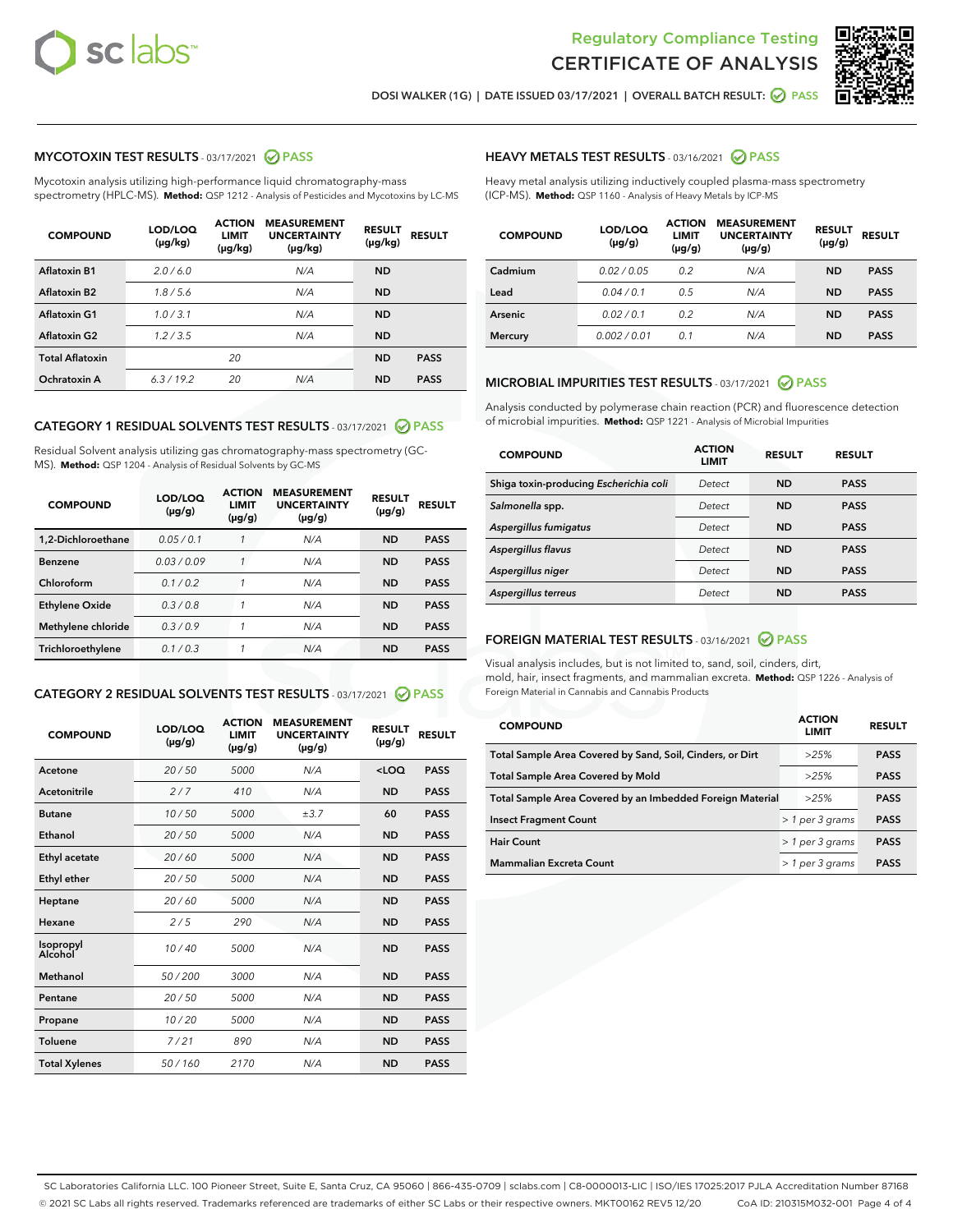Regulatory Compliance Testing
# CERTIFICATE OF ANALYSIS

DOSI WALKER (1G) | DATE ISSUED 03/17/2021 | OVERALL BATCH RESULT: PASS

## MYCOTOXIN TEST RESULTS - 03/17/2021 PASS

Mycotoxin analysis utilizing high-performance liquid chromatography-mass spectrometry (HPLC-MS). **Method:** QSP 1212 - Analysis of Pesticides and Mycotoxins by LC-MS

| COMPOUND | LOD/LOQ (µg/kg) | ACTION LIMIT (µg/kg) | MEASUREMENT UNCERTAINTY (µg/kg) | RESULT (µg/kg) | RESULT |
|---|---|---|---|---|---|
| Aflatoxin B1 | 2.0 / 6.0 | | N/A | ND | |
| Aflatoxin B2 | 1.8 / 5.6 | | N/A | ND | |
| Aflatoxin G1 | 1.0 / 3.1 | | N/A | ND | |
| Aflatoxin G2 | 1.2 / 3.5 | | N/A | ND | |
| Total Aflatoxin | | 20 | | ND | PASS |
| Ochratoxin A | 6.3 / 19.2 | 20 | N/A | ND | PASS |

## CATEGORY 1 RESIDUAL SOLVENTS TEST RESULTS - 03/17/2021 PASS

Residual Solvent analysis utilizing gas chromatography-mass spectrometry (GC-MS). **Method:** QSP 1204 - Analysis of Residual Solvents by GC-MS

| COMPOUND | LOD/LOQ (µg/g) | ACTION LIMIT (µg/g) | MEASUREMENT UNCERTAINTY (µg/g) | RESULT (µg/g) | RESULT |
|---|---|---|---|---|---|
| 1,2-Dichloroethane | 0.05 / 0.1 | 1 | N/A | ND | PASS |
| Benzene | 0.03 / 0.09 | 1 | N/A | ND | PASS |
| Chloroform | 0.1 / 0.2 | 1 | N/A | ND | PASS |
| Ethylene Oxide | 0.3 / 0.8 | 1 | N/A | ND | PASS |
| Methylene chloride | 0.3 / 0.9 | 1 | N/A | ND | PASS |
| Trichloroethylene | 0.1 / 0.3 | 1 | N/A | ND | PASS |

## CATEGORY 2 RESIDUAL SOLVENTS TEST RESULTS - 03/17/2021 PASS

| COMPOUND | LOD/LOQ (µg/g) | ACTION LIMIT (µg/g) | MEASUREMENT UNCERTAINTY (µg/g) | RESULT (µg/g) | RESULT |
|---|---|---|---|---|---|
| Acetone | 20 / 50 | 5000 | N/A | <LOQ | PASS |
| Acetonitrile | 2 / 7 | 410 | N/A | ND | PASS |
| Butane | 10 / 50 | 5000 | ±3.7 | 60 | PASS |
| Ethanol | 20 / 50 | 5000 | N/A | ND | PASS |
| Ethyl acetate | 20 / 60 | 5000 | N/A | ND | PASS |
| Ethyl ether | 20 / 50 | 5000 | N/A | ND | PASS |
| Heptane | 20 / 60 | 5000 | N/A | ND | PASS |
| Hexane | 2 / 5 | 290 | N/A | ND | PASS |
| Isopropyl Alcohol | 10 / 40 | 5000 | N/A | ND | PASS |
| Methanol | 50 / 200 | 3000 | N/A | ND | PASS |
| Pentane | 20 / 50 | 5000 | N/A | ND | PASS |
| Propane | 10 / 20 | 5000 | N/A | ND | PASS |
| Toluene | 7 / 21 | 890 | N/A | ND | PASS |
| Total Xylenes | 50 / 160 | 2170 | N/A | ND | PASS |

## HEAVY METALS TEST RESULTS - 03/16/2021 PASS

Heavy metal analysis utilizing inductively coupled plasma-mass spectrometry (ICP-MS). **Method:** QSP 1160 - Analysis of Heavy Metals by ICP-MS

| COMPOUND | LOD/LOQ (µg/g) | ACTION LIMIT (µg/g) | MEASUREMENT UNCERTAINTY (µg/g) | RESULT (µg/g) | RESULT |
|---|---|---|---|---|---|
| Cadmium | 0.02 / 0.05 | 0.2 | N/A | ND | PASS |
| Lead | 0.04 / 0.1 | 0.5 | N/A | ND | PASS |
| Arsenic | 0.02 / 0.1 | 0.2 | N/A | ND | PASS |
| Mercury | 0.002 / 0.01 | 0.1 | N/A | ND | PASS |

## MICROBIAL IMPURITIES TEST RESULTS - 03/17/2021 PASS

Analysis conducted by polymerase chain reaction (PCR) and fluorescence detection of microbial impurities. **Method:** QSP 1221 - Analysis of Microbial Impurities

| COMPOUND | ACTION LIMIT | RESULT | RESULT |
|---|---|---|---|
| *Shiga toxin-producing Escherichia coli* | Detect | ND | PASS |
| *Salmonella* spp. | Detect | ND | PASS |
| *Aspergillus fumigatus* | Detect | ND | PASS |
| *Aspergillus flavus* | Detect | ND | PASS |
| *Aspergillus niger* | Detect | ND | PASS |
| *Aspergillus terreus* | Detect | ND | PASS |

## FOREIGN MATERIAL TEST RESULTS - 03/16/2021 PASS

Visual analysis includes, but is not limited to, sand, soil, cinders, dirt, mold, hair, insect fragments, and mammalian excreta. **Method:** QSP 1226 - Analysis of Foreign Material in Cannabis and Cannabis Products

| COMPOUND | ACTION LIMIT | RESULT |
|---|---|---|
| Total Sample Area Covered by Sand, Soil, Cinders, or Dirt | >25% | PASS |
| Total Sample Area Covered by Mold | >25% | PASS |
| Total Sample Area Covered by an Imbedded Foreign Material | >25% | PASS |
| Insect Fragment Count | > 1 per 3 grams | PASS |
| Hair Count | > 1 per 3 grams | PASS |
| Mammalian Excreta Count | > 1 per 3 grams | PASS |

SC Laboratories California LLC. 100 Pioneer Street, Suite E, Santa Cruz, CA 95060 | 866-435-0709 | sclabs.com | C8-0000013-LIC | ISO/IES 17025:2017 PJLA Accreditation Number 87168
© 2021 SC Labs all rights reserved. Trademarks referenced are trademarks of either SC Labs or their respective owners. MKT00162 REV5 12/20 CoA ID: 210315M032-001